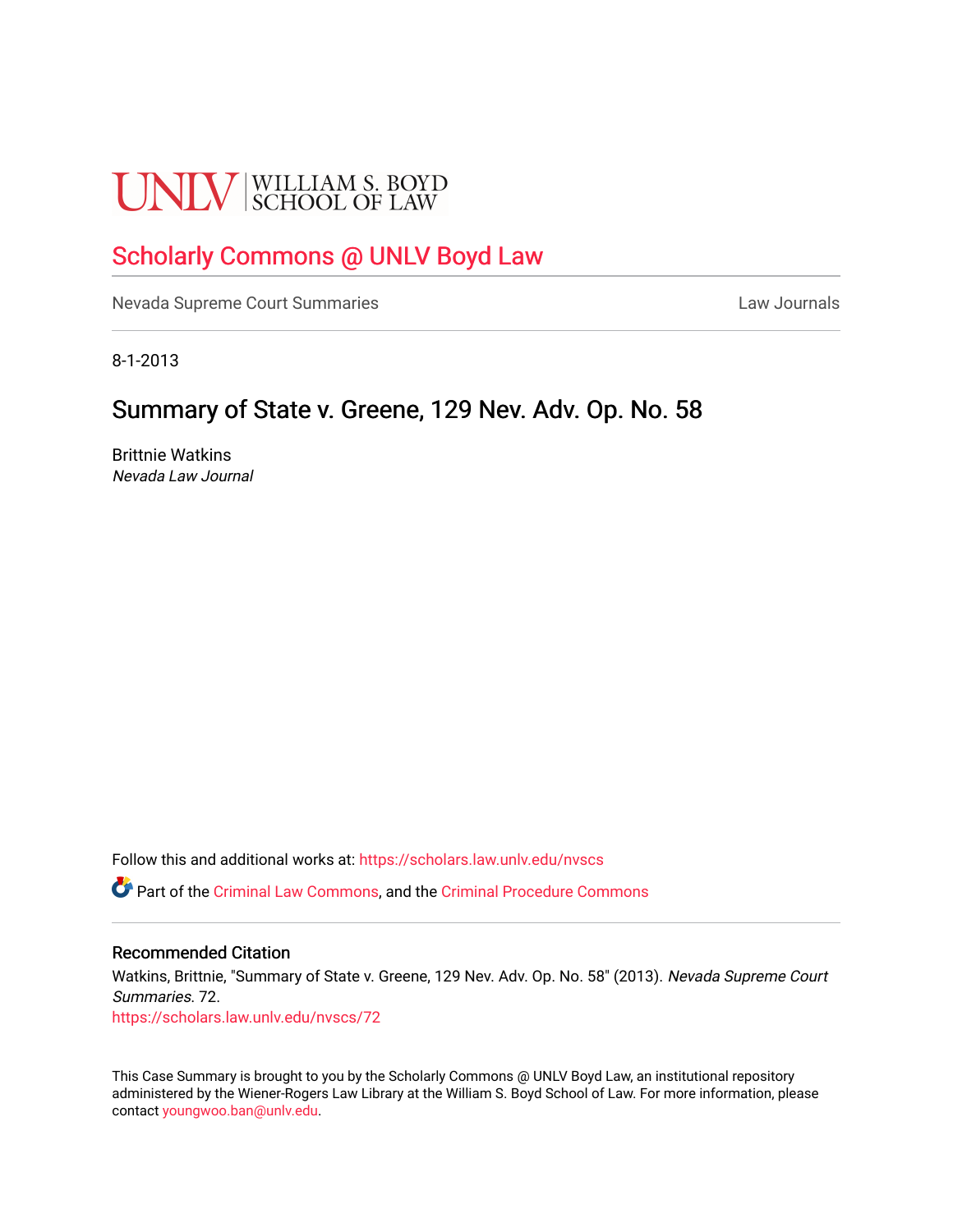UNLV | WILLIAM S. BOYD SCHOOL OF LAW

# Scholarly Commons @ UNLV Boyd Law

Nevada Supreme Court Summaries | Law Journals

8-1-2013

## Summary of State v. Greene, 129 Nev. Adv. Op. No. 58

Brittnie Watkins
*Nevada Law Journal*

Follow this and additional works at: https://scholars.law.unlv.edu/nvscs

Part of the Criminal Law Commons, and the Criminal Procedure Commons

### Recommended Citation

Watkins, Brittnie, "Summary of State v. Greene, 129 Nev. Adv. Op. No. 58" (2013). *Nevada Supreme Court Summaries*. 72.
https://scholars.law.unlv.edu/nvscs/72

This Case Summary is brought to you by the Scholarly Commons @ UNLV Boyd Law, an institutional repository administered by the Wiener-Rogers Law Library at the William S. Boyd School of Law. For more information, please contact youngwoo.ban@unlv.edu.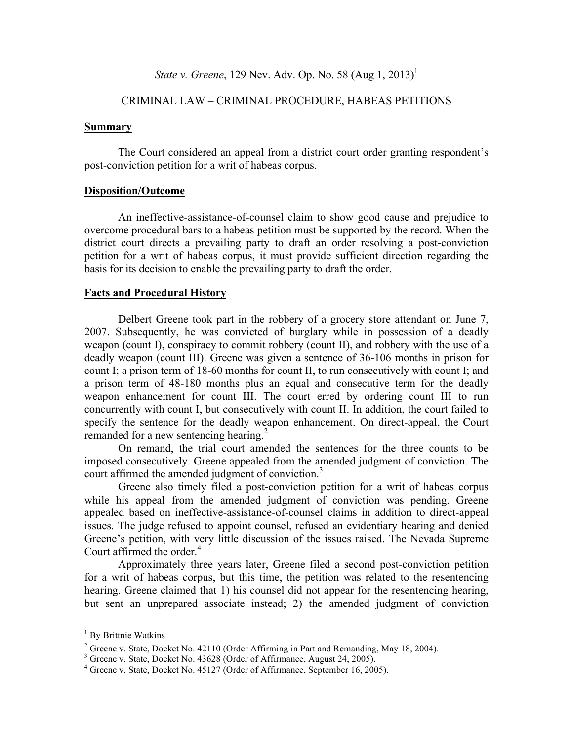*State v. Greene*, 129 Nev. Adv. Op. No. 58 (Aug 1, 2013)[1]

CRIMINAL LAW – CRIMINAL PROCEDURE, HABEAS PETITIONS

## Summary

The Court considered an appeal from a district court order granting respondent's post-conviction petition for a writ of habeas corpus.

## Disposition/Outcome

An ineffective-assistance-of-counsel claim to show good cause and prejudice to overcome procedural bars to a habeas petition must be supported by the record. When the district court directs a prevailing party to draft an order resolving a post-conviction petition for a writ of habeas corpus, it must provide sufficient direction regarding the basis for its decision to enable the prevailing party to draft the order.

## Facts and Procedural History

Delbert Greene took part in the robbery of a grocery store attendant on June 7, 2007. Subsequently, he was convicted of burglary while in possession of a deadly weapon (count I), conspiracy to commit robbery (count II), and robbery with the use of a deadly weapon (count III). Greene was given a sentence of 36-106 months in prison for count I; a prison term of 18-60 months for count II, to run consecutively with count I; and a prison term of 48-180 months plus an equal and consecutive term for the deadly weapon enhancement for count III. The court erred by ordering count III to run concurrently with count I, but consecutively with count II. In addition, the court failed to specify the sentence for the deadly weapon enhancement. On direct-appeal, the Court remanded for a new sentencing hearing.[2]

On remand, the trial court amended the sentences for the three counts to be imposed consecutively. Greene appealed from the amended judgment of conviction. The court affirmed the amended judgment of conviction.[3]

Greene also timely filed a post-conviction petition for a writ of habeas corpus while his appeal from the amended judgment of conviction was pending. Greene appealed based on ineffective-assistance-of-counsel claims in addition to direct-appeal issues. The judge refused to appoint counsel, refused an evidentiary hearing and denied Greene's petition, with very little discussion of the issues raised. The Nevada Supreme Court affirmed the order.[4]

Approximately three years later, Greene filed a second post-conviction petition for a writ of habeas corpus, but this time, the petition was related to the resentencing hearing. Greene claimed that 1) his counsel did not appear for the resentencing hearing, but sent an unprepared associate instead; 2) the amended judgment of conviction

---

[1] By Brittnie Watkins

[2] Greene v. State, Docket No. 42110 (Order Affirming in Part and Remanding, May 18, 2004).

[3] Greene v. State, Docket No. 43628 (Order of Affirmance, August 24, 2005).

[4] Greene v. State, Docket No. 45127 (Order of Affirmance, September 16, 2005).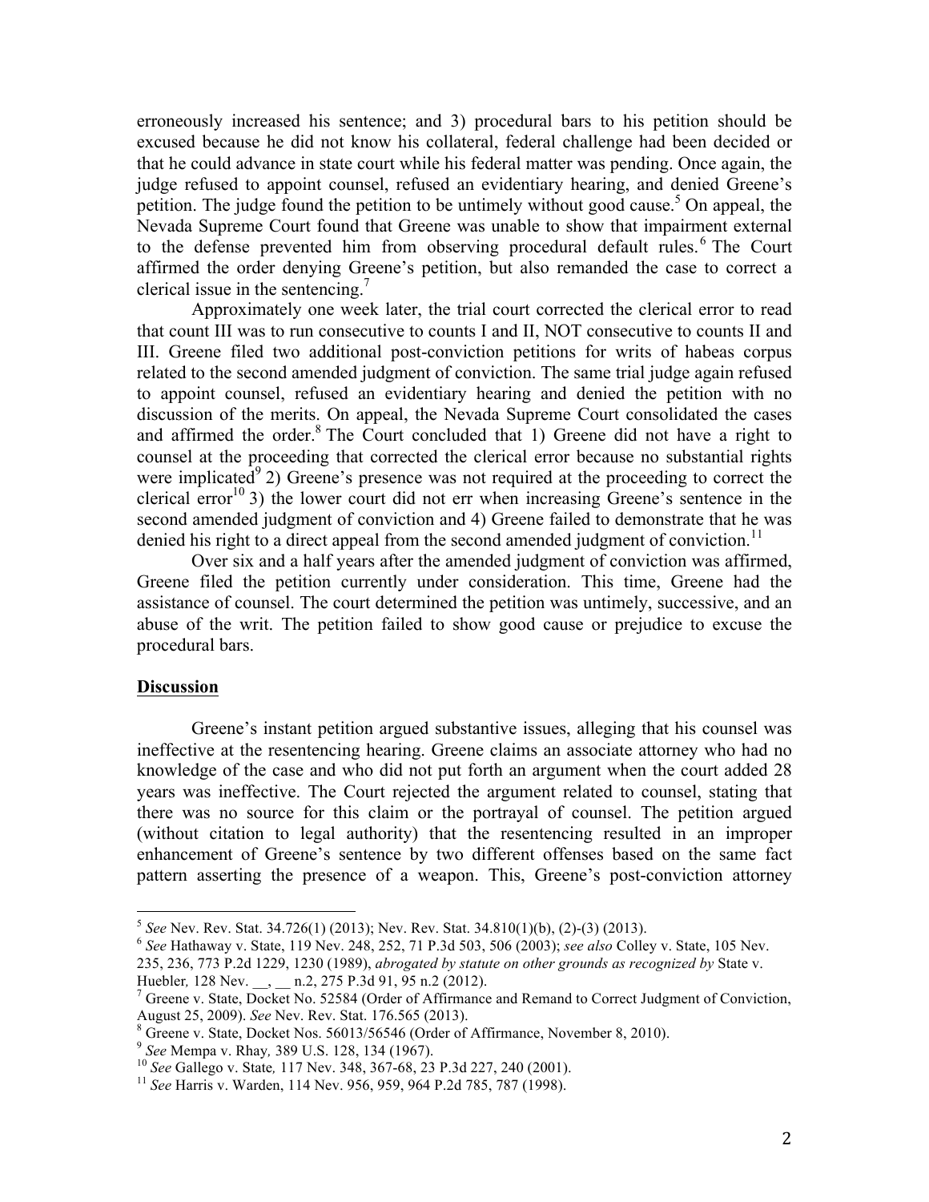erroneously increased his sentence; and 3) procedural bars to his petition should be excused because he did not know his collateral, federal challenge had been decided or that he could advance in state court while his federal matter was pending. Once again, the judge refused to appoint counsel, refused an evidentiary hearing, and denied Greene's petition. The judge found the petition to be untimely without good cause.[5] On appeal, the Nevada Supreme Court found that Greene was unable to show that impairment external to the defense prevented him from observing procedural default rules.[6] The Court affirmed the order denying Greene's petition, but also remanded the case to correct a clerical issue in the sentencing.[7]

Approximately one week later, the trial court corrected the clerical error to read that count III was to run consecutive to counts I and II, NOT consecutive to counts II and III. Greene filed two additional post-conviction petitions for writs of habeas corpus related to the second amended judgment of conviction. The same trial judge again refused to appoint counsel, refused an evidentiary hearing and denied the petition with no discussion of the merits. On appeal, the Nevada Supreme Court consolidated the cases and affirmed the order.[8] The Court concluded that 1) Greene did not have a right to counsel at the proceeding that corrected the clerical error because no substantial rights were implicated[9] 2) Greene's presence was not required at the proceeding to correct the clerical error[10] 3) the lower court did not err when increasing Greene's sentence in the second amended judgment of conviction and 4) Greene failed to demonstrate that he was denied his right to a direct appeal from the second amended judgment of conviction.[11]

Over six and a half years after the amended judgment of conviction was affirmed, Greene filed the petition currently under consideration. This time, Greene had the assistance of counsel. The court determined the petition was untimely, successive, and an abuse of the writ. The petition failed to show good cause or prejudice to excuse the procedural bars.

**Discussion**

Greene's instant petition argued substantive issues, alleging that his counsel was ineffective at the resentencing hearing. Greene claims an associate attorney who had no knowledge of the case and who did not put forth an argument when the court added 28 years was ineffective. The Court rejected the argument related to counsel, stating that there was no source for this claim or the portrayal of counsel. The petition argued (without citation to legal authority) that the resentencing resulted in an improper enhancement of Greene's sentence by two different offenses based on the same fact pattern asserting the presence of a weapon. This, Greene's post-conviction attorney

---

[5] *See* Nev. Rev. Stat. 34.726(1) (2013); Nev. Rev. Stat. 34.810(1)(b), (2)-(3) (2013).

[6] *See* Hathaway v. State, 119 Nev. 248, 252, 71 P.3d 503, 506 (2003); *see also* Colley v. State, 105 Nev. 235, 236, 773 P.2d 1229, 1230 (1989), *abrogated by statute on other grounds as recognized by* State v. Huebler*,* 128 Nev. \_\_, \_\_ n.2, 275 P.3d 91, 95 n.2 (2012).

[7] Greene v. State, Docket No. 52584 (Order of Affirmance and Remand to Correct Judgment of Conviction, August 25, 2009). *See* Nev. Rev. Stat. 176.565 (2013).

[8] Greene v. State, Docket Nos. 56013/56546 (Order of Affirmance, November 8, 2010).

[9] *See* Mempa v. Rhay*,* 389 U.S. 128, 134 (1967).

[10] *See* Gallego v. State*,* 117 Nev. 348, 367-68, 23 P.3d 227, 240 (2001).

[11] *See* Harris v. Warden, 114 Nev. 956, 959, 964 P.2d 785, 787 (1998).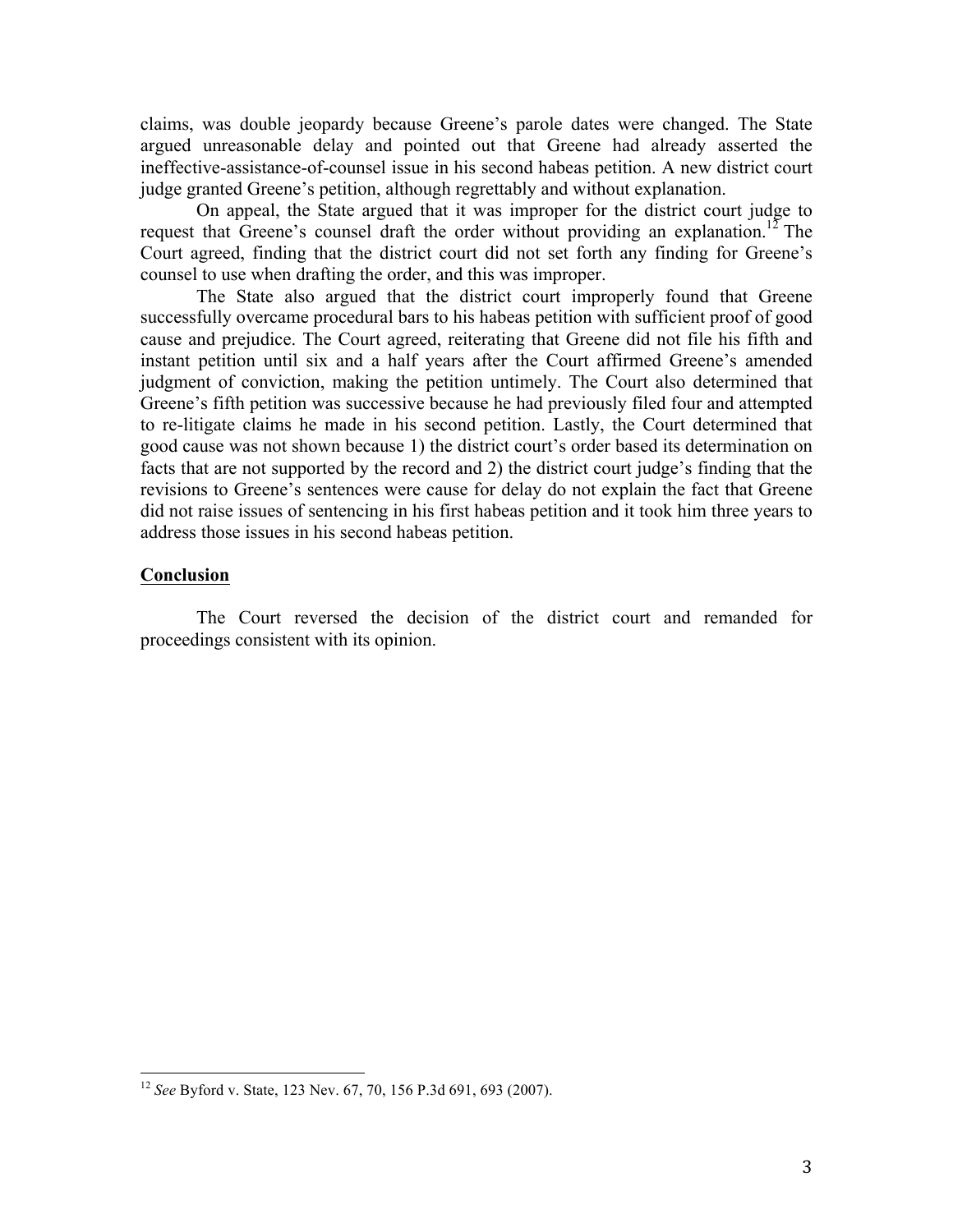claims, was double jeopardy because Greene's parole dates were changed. The State argued unreasonable delay and pointed out that Greene had already asserted the ineffective-assistance-of-counsel issue in his second habeas petition. A new district court judge granted Greene's petition, although regrettably and without explanation.

On appeal, the State argued that it was improper for the district court judge to request that Greene's counsel draft the order without providing an explanation.[12] The Court agreed, finding that the district court did not set forth any finding for Greene's counsel to use when drafting the order, and this was improper.

The State also argued that the district court improperly found that Greene successfully overcame procedural bars to his habeas petition with sufficient proof of good cause and prejudice. The Court agreed, reiterating that Greene did not file his fifth and instant petition until six and a half years after the Court affirmed Greene's amended judgment of conviction, making the petition untimely. The Court also determined that Greene's fifth petition was successive because he had previously filed four and attempted to re-litigate claims he made in his second petition. Lastly, the Court determined that good cause was not shown because 1) the district court's order based its determination on facts that are not supported by the record and 2) the district court judge's finding that the revisions to Greene's sentences were cause for delay do not explain the fact that Greene did not raise issues of sentencing in his first habeas petition and it took him three years to address those issues in his second habeas petition.

## Conclusion

The Court reversed the decision of the district court and remanded for proceedings consistent with its opinion.

[12] *See* Byford v. State, 123 Nev. 67, 70, 156 P.3d 691, 693 (2007).